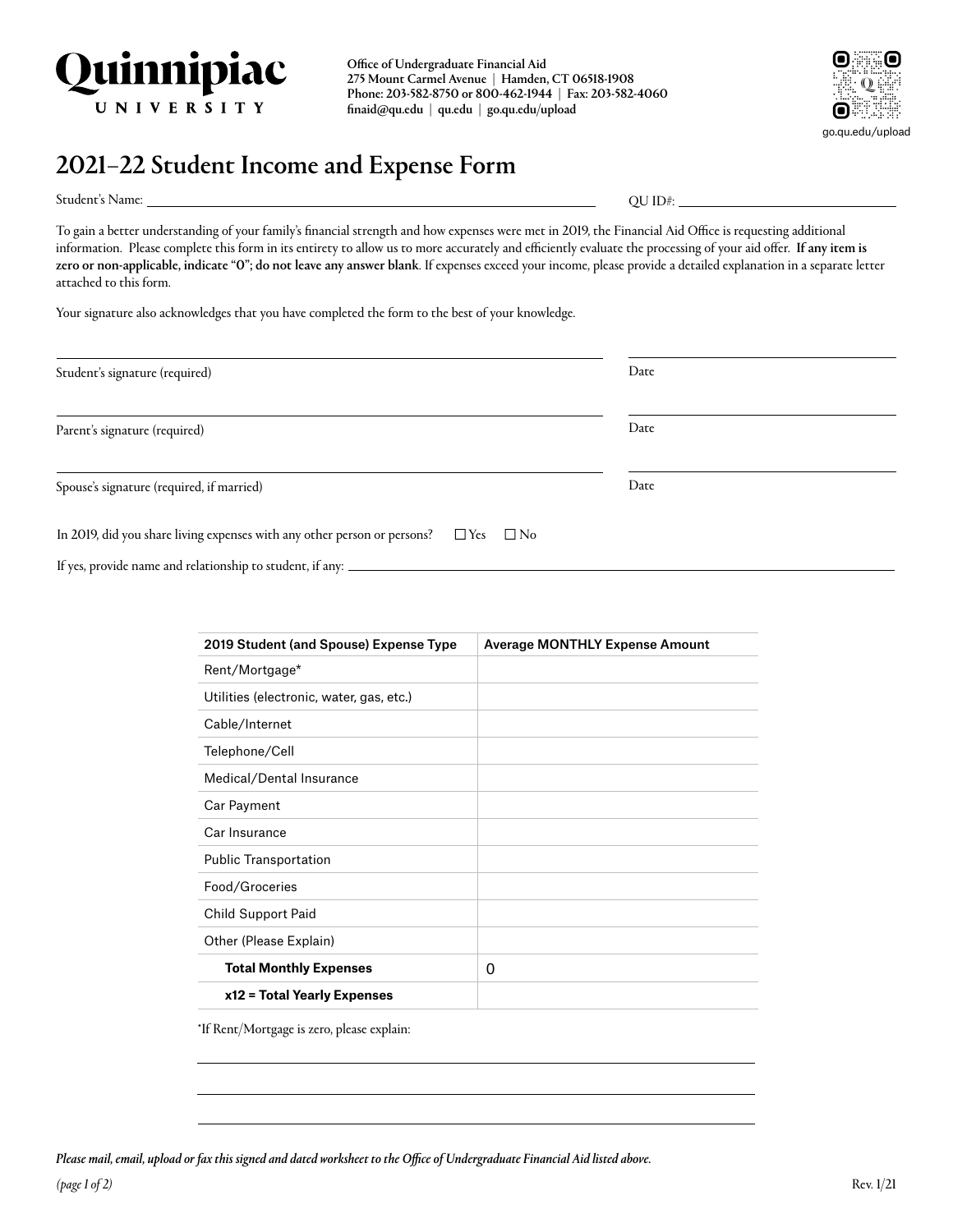**Quinnipiac UNIVERSITY**

**Office of Undergraduate Financial Aid**
**275 Mount Carmel Avenue | Hamden, CT 06518-1908**
**Phone: 203-582-8750 or 800-462-1944 | Fax: 203-582-4060**
**finaid@qu.edu | qu.edu | go.qu.edu/upload**

go.qu.edu/upload

# 2021–22 Student Income and Expense Form

Student's Name: ______________________________ QU ID#: ______________________________

To gain a better understanding of your family's financial strength and how expenses were met in 2019, the Financial Aid Office is requesting additional information. Please complete this form in its entirety to allow us to more accurately and efficiently evaluate the processing of your aid offer. **If any item is zero or non-applicable, indicate "0"; do not leave any answer blank**. If expenses exceed your income, please provide a detailed explanation in a separate letter attached to this form.

Your signature also acknowledges that you have completed the form to the best of your knowledge.

______________________________ ______________________________
Student's signature (required) Date

______________________________ ______________________________
Parent's signature (required) Date

______________________________ ______________________________
Spouse's signature (required, if married) Date

In 2019, did you share living expenses with any other person or persons? ☐ Yes ☐ No

If yes, provide name and relationship to student, if any: ______________________________

| 2019 Student (and Spouse) Expense Type | Average MONTHLY Expense Amount |
|---|---|
| Rent/Mortgage* | |
| Utilities (electronic, water, gas, etc.) | |
| Cable/Internet | |
| Telephone/Cell | |
| Medical/Dental Insurance | |
| Car Payment | |
| Car Insurance | |
| Public Transportation | |
| Food/Groceries | |
| Child Support Paid | |
| Other (Please Explain) | |
| **Total Monthly Expenses** | 0 |
| **x12 = Total Yearly Expenses** | |

*If Rent/Mortgage is zero, please explain:

______________________________

______________________________

______________________________

***Please mail, email, upload or fax this signed and dated worksheet to the Office of Undergraduate Financial Aid listed above.***

Rev. 1/21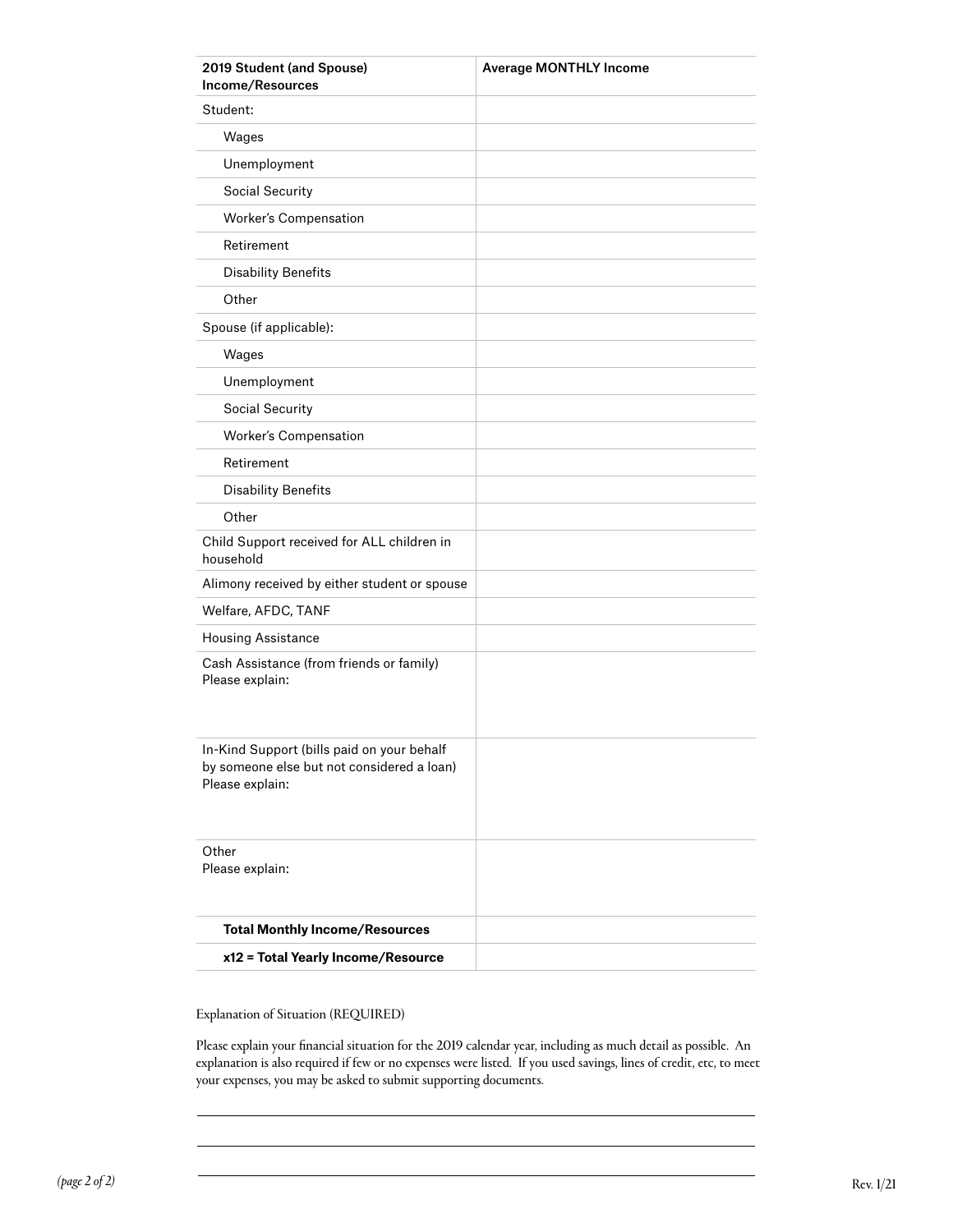| 2019 Student (and Spouse) Income/Resources | Average MONTHLY Income |
|---|---|
| Student: | |
| Wages | |
| Unemployment | |
| Social Security | |
| Worker's Compensation | |
| Retirement | |
| Disability Benefits | |
| Other | |
| Spouse (if applicable): | |
| Wages | |
| Unemployment | |
| Social Security | |
| Worker's Compensation | |
| Retirement | |
| Disability Benefits | |
| Other | |
| Child Support received for ALL children in household | |
| Alimony received by either student or spouse | |
| Welfare, AFDC, TANF | |
| Housing Assistance | |
| Cash Assistance (from friends or family) Please explain: | |
| In-Kind Support (bills paid on your behalf by someone else but not considered a loan) Please explain: | |
| Other Please explain: | |
| **Total Monthly Income/Resources** | |
| **x12 = Total Yearly Income/Resource** | |

Explanation of Situation (REQUIRED)

Please explain your financial situation for the 2019 calendar year, including as much detail as possible. An explanation is also required if few or no expenses were listed. If you used savings, lines of credit, etc, to meet your expenses, you may be asked to submit supporting documents.

\_\_\_\_\_\_\_\_\_\_\_\_\_\_\_\_\_\_\_\_\_\_\_\_\_\_\_\_\_\_\_\_\_\_\_\_\_\_\_\_\_\_\_\_\_\_\_\_\_\_\_\_\_\_\_\_\_\_\_\_

\_\_\_\_\_\_\_\_\_\_\_\_\_\_\_\_\_\_\_\_\_\_\_\_\_\_\_\_\_\_\_\_\_\_\_\_\_\_\_\_\_\_\_\_\_\_\_\_\_\_\_\_\_\_\_\_\_\_\_\_

\_\_\_\_\_\_\_\_\_\_\_\_\_\_\_\_\_\_\_\_\_\_\_\_\_\_\_\_\_\_\_\_\_\_\_\_\_\_\_\_\_\_\_\_\_\_\_\_\_\_\_\_\_\_\_\_\_\_\_\_

Rev. 1/21